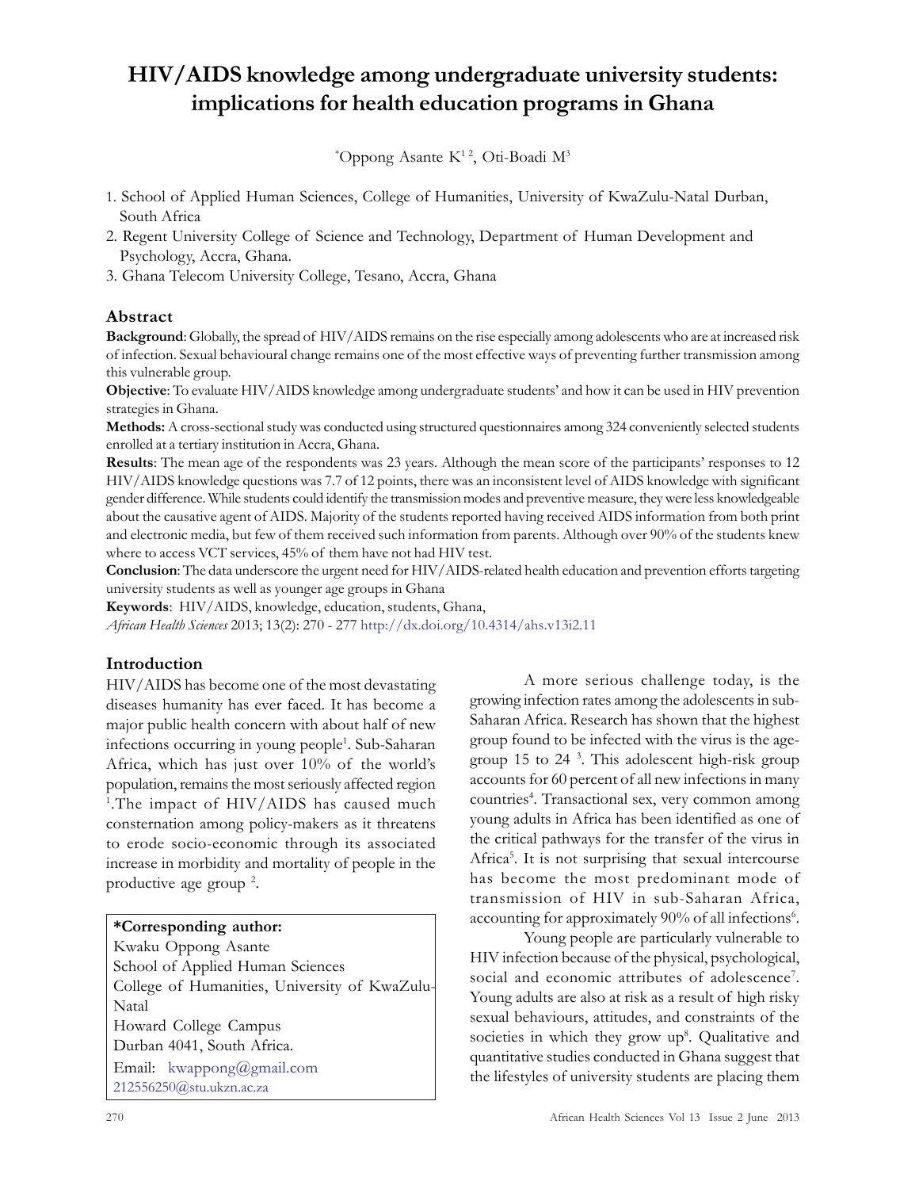# HIV/AIDS knowledge among undergraduate university students: implications for health education programs in Ghana

*Oppong Asante K[1 2], Oti-Boadi M[3]

1. School of Applied Human Sciences, College of Humanities, University of KwaZulu-Natal Durban, South Africa
2. Regent University College of Science and Technology, Department of Human Development and Psychology, Accra, Ghana.
3. Ghana Telecom University College, Tesano, Accra, Ghana

## Abstract

**Background**: Globally, the spread of HIV/AIDS remains on the rise especially among adolescents who are at increased risk of infection. Sexual behavioural change remains one of the most effective ways of preventing further transmission among this vulnerable group.

**Objective**: To evaluate HIV/AIDS knowledge among undergraduate students' and how it can be used in HIV prevention strategies in Ghana.

**Methods:** A cross-sectional study was conducted using structured questionnaires among 324 conveniently selected students enrolled at a tertiary institution in Accra, Ghana.

**Results**: The mean age of the respondents was 23 years. Although the mean score of the participants' responses to 12 HIV/AIDS knowledge questions was 7.7 of 12 points, there was an inconsistent level of AIDS knowledge with significant gender difference. While students could identify the transmission modes and preventive measure, they were less knowledgeable about the causative agent of AIDS. Majority of the students reported having received AIDS information from both print and electronic media, but few of them received such information from parents. Although over 90% of the students knew where to access VCT services, 45% of them have not had HIV test.

**Conclusion**: The data underscore the urgent need for HIV/AIDS-related health education and prevention efforts targeting university students as well as younger age groups in Ghana

**Keywords**: HIV/AIDS, knowledge, education, students, Ghana,

*African Health Sciences* 2013; 13(2): 270 - 277 http://dx.doi.org/10.4314/ahs.v13i2.11

## Introduction

HIV/AIDS has become one of the most devastating diseases humanity has ever faced. It has become a major public health concern with about half of new infections occurring in young people[1]. Sub-Saharan Africa, which has just over 10% of the world's population, remains the most seriously affected region [1]. The impact of HIV/AIDS has caused much consternation among policy-makers as it threatens to erode socio-economic through its associated increase in morbidity and mortality of people in the productive age group [2].

**\*Corresponding author:**
Kwaku Oppong Asante
School of Applied Human Sciences
College of Humanities, University of KwaZulu-Natal
Howard College Campus
Durban 4041, South Africa.
Email: kwappong@gmail.com
212556250@stu.ukzn.ac.za

A more serious challenge today, is the growing infection rates among the adolescents in sub-Saharan Africa. Research has shown that the highest group found to be infected with the virus is the age-group 15 to 24 [3]. This adolescent high-risk group accounts for 60 percent of all new infections in many countries[4]. Transactional sex, very common among young adults in Africa has been identified as one of the critical pathways for the transfer of the virus in Africa[5]. It is not surprising that sexual intercourse has become the most predominant mode of transmission of HIV in sub-Saharan Africa, accounting for approximately 90% of all infections[6].

Young people are particularly vulnerable to HIV infection because of the physical, psychological, social and economic attributes of adolescence[7]. Young adults are also at risk as a result of high risky sexual behaviours, attitudes, and constraints of the societies in which they grow up[8]. Qualitative and quantitative studies conducted in Ghana suggest that the lifestyles of university students are placing them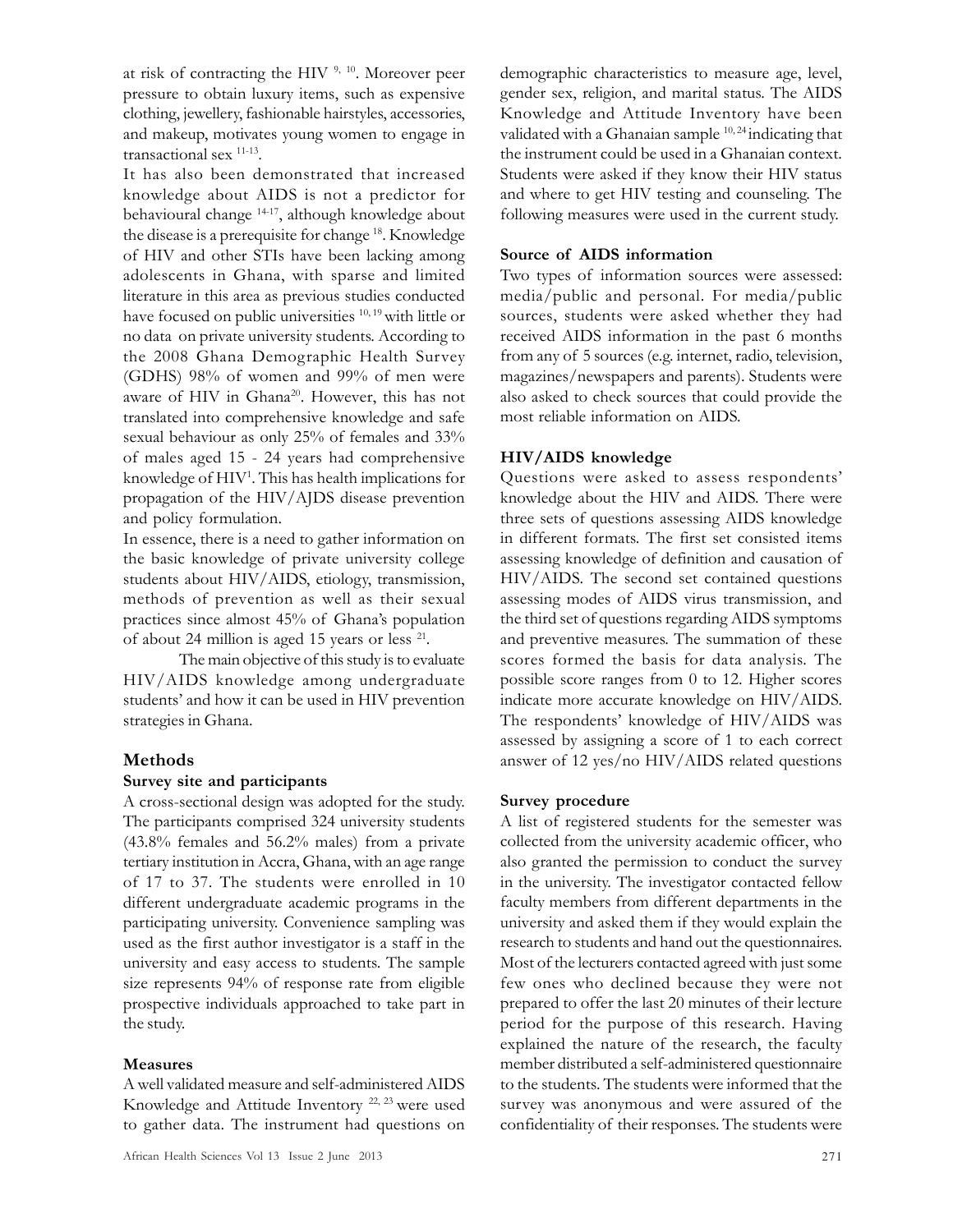at risk of contracting the HIV [9, 10]. Moreover peer pressure to obtain luxury items, such as expensive clothing, jewellery, fashionable hairstyles, accessories, and makeup, motivates young women to engage in transactional sex [11-13].

It has also been demonstrated that increased knowledge about AIDS is not a predictor for behavioural change [14-17], although knowledge about the disease is a prerequisite for change [18]. Knowledge of HIV and other STIs have been lacking among adolescents in Ghana, with sparse and limited literature in this area as previous studies conducted have focused on public universities [10, 19] with little or no data on private university students. According to the 2008 Ghana Demographic Health Survey (GDHS) 98% of women and 99% of men were aware of HIV in Ghana[20]. However, this has not translated into comprehensive knowledge and safe sexual behaviour as only 25% of females and 33% of males aged 15 - 24 years had comprehensive knowledge of HIV[1]. This has health implications for propagation of the HIV/AJDS disease prevention and policy formulation.

In essence, there is a need to gather information on the basic knowledge of private university college students about HIV/AIDS, etiology, transmission, methods of prevention as well as their sexual practices since almost 45% of Ghana's population of about 24 million is aged 15 years or less [21].

The main objective of this study is to evaluate HIV/AIDS knowledge among undergraduate students' and how it can be used in HIV prevention strategies in Ghana.

## Methods

### Survey site and participants

A cross-sectional design was adopted for the study. The participants comprised 324 university students (43.8% females and 56.2% males) from a private tertiary institution in Accra, Ghana, with an age range of 17 to 37. The students were enrolled in 10 different undergraduate academic programs in the participating university. Convenience sampling was used as the first author investigator is a staff in the university and easy access to students. The sample size represents 94% of response rate from eligible prospective individuals approached to take part in the study.

### Measures

A well validated measure and self-administered AIDS Knowledge and Attitude Inventory [22, 23] were used to gather data. The instrument had questions on demographic characteristics to measure age, level, gender sex, religion, and marital status. The AIDS Knowledge and Attitude Inventory have been validated with a Ghanaian sample [10, 24] indicating that the instrument could be used in a Ghanaian context. Students were asked if they know their HIV status and where to get HIV testing and counseling. The following measures were used in the current study.

### Source of AIDS information

Two types of information sources were assessed: media/public and personal. For media/public sources, students were asked whether they had received AIDS information in the past 6 months from any of 5 sources (e.g. internet, radio, television, magazines/newspapers and parents). Students were also asked to check sources that could provide the most reliable information on AIDS.

### HIV/AIDS knowledge

Questions were asked to assess respondents' knowledge about the HIV and AIDS. There were three sets of questions assessing AIDS knowledge in different formats. The first set consisted items assessing knowledge of definition and causation of HIV/AIDS. The second set contained questions assessing modes of AIDS virus transmission, and the third set of questions regarding AIDS symptoms and preventive measures. The summation of these scores formed the basis for data analysis. The possible score ranges from 0 to 12. Higher scores indicate more accurate knowledge on HIV/AIDS. The respondents' knowledge of HIV/AIDS was assessed by assigning a score of 1 to each correct answer of 12 yes/no HIV/AIDS related questions

### Survey procedure

A list of registered students for the semester was collected from the university academic officer, who also granted the permission to conduct the survey in the university. The investigator contacted fellow faculty members from different departments in the university and asked them if they would explain the research to students and hand out the questionnaires. Most of the lecturers contacted agreed with just some few ones who declined because they were not prepared to offer the last 20 minutes of their lecture period for the purpose of this research. Having explained the nature of the research, the faculty member distributed a self-administered questionnaire to the students. The students were informed that the survey was anonymous and were assured of the confidentiality of their responses. The students were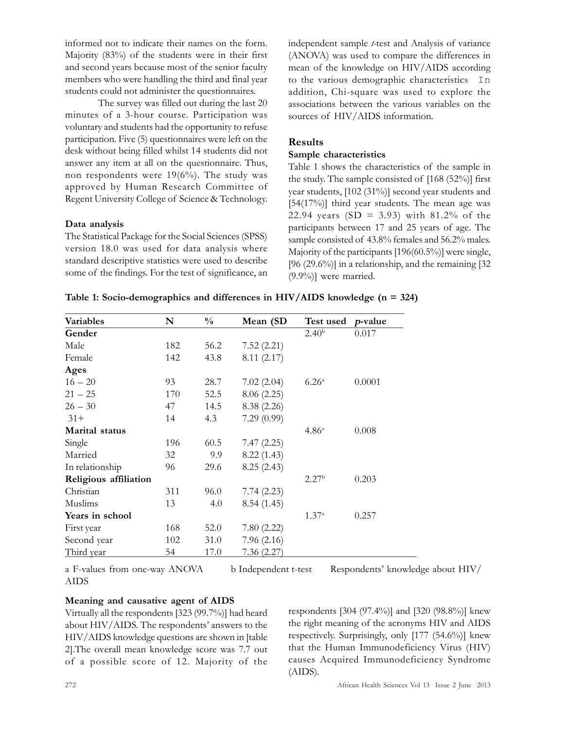informed not to indicate their names on the form. Majority (83%) of the students were in their first and second years because most of the senior faculty members who were handling the third and final year students could not administer the questionnaires.

The survey was filled out during the last 20 minutes of a 3-hour course. Participation was voluntary and students had the opportunity to refuse participation. Five (5) questionnaires were left on the desk without being filled whilst 14 students did not answer any item at all on the questionnaire. Thus, non respondents were 19(6%). The study was approved by Human Research Committee of Regent University College of Science & Technology.

**Data analysis**

The Statistical Package for the Social Sciences (SPSS) version 18.0 was used for data analysis where standard descriptive statistics were used to describe some of the findings. For the test of significance, an independent sample *t*-test and Analysis of variance (ANOVA) was used to compare the differences in mean of the knowledge on HIV/AIDS according to the various demographic characteristics In addition, Chi-square was used to explore the associations between the various variables on the sources of HIV/AIDS information.

## Results

**Sample characteristics**

Table 1 shows the characteristics of the sample in the study. The sample consisted of [168 (52%)] first year students, [102 (31%)] second year students and [54(17%)] third year students. The mean age was 22.94 years (SD = 3.93) with 81.2% of the participants between 17 and 25 years of age. The sample consisted of 43.8% females and 56.2% males. Majority of the participants [196(60.5%)] were single, [96 (29.6%)] in a relationship, and the remaining [32 (9.9%)] were married.

**Table 1: Socio-demographics and differences in HIV/AIDS knowledge (n = 324)**

| Variables | N | % | Mean (SD | Test used | *p*-value |
|---|---|---|---|---|---|
| **Gender** | | | | 2.40[b] | 0.017 |
| Male | 182 | 56.2 | 7.52 (2.21) | | |
| Female | 142 | 43.8 | 8.11 (2.17) | | |
| **Ages** | | | | | |
| 16 – 20 | 93 | 28.7 | 7.02 (2.04) | 6.26[a] | 0.0001 |
| 21 – 25 | 170 | 52.5 | 8.06 (2.25) | | |
| 26 – 30 | 47 | 14.5 | 8.38 (2.26) | | |
| 31+ | 14 | 4.3 | 7.29 (0.99) | | |
| **Marital status** | | | | 4.86[a] | 0.008 |
| Single | 196 | 60.5 | 7.47 (2.25) | | |
| Married | 32 | 9.9 | 8.22 (1.43) | | |
| In relationship | 96 | 29.6 | 8.25 (2.43) | | |
| **Religious affiliation** | | | | 2.27[b] | 0.203 |
| Christian | 311 | 96.0 | 7.74 (2.23) | | |
| Muslims | 13 | 4.0 | 8.54 (1.45) | | |
| **Years in school** | | | | 1.37[a] | 0.257 |
| First year | 168 | 52.0 | 7.80 (2.22) | | |
| Second year | 102 | 31.0 | 7.96 (2.16) | | |
| Third year | 54 | 17.0 | 7.36 (2.27) | | |

a F-values from one-way ANOVA b Independent t-test

**Respondents' knowledge about HIV/AIDS**

**Meaning and causative agent of AIDS**

Virtually all the respondents [323 (99.7%)] had heard about HIV/AIDS. The respondents' answers to the HIV/AIDS knowledge questions are shown in [table 2].The overall mean knowledge score was 7.7 out of a possible score of 12. Majority of the respondents [304 (97.4%)] and [320 (98.8%)] knew the right meaning of the acronyms HIV and AIDS respectively. Surprisingly, only [177 (54.6%)] knew that the Human Immunodeficiency Virus (HIV) causes Acquired Immunodeficiency Syndrome (AIDS).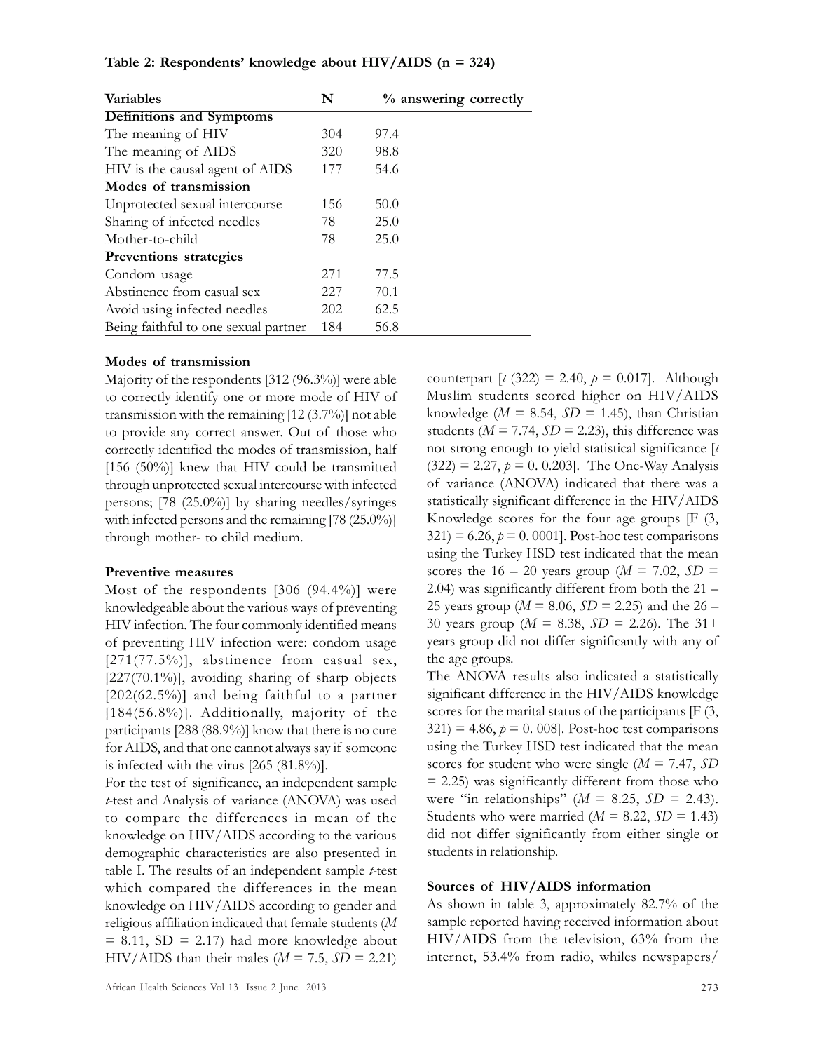**Table 2: Respondents' knowledge about HIV/AIDS (n = 324)**

| Variables | N | % answering correctly |
|---|---|---|
| **Definitions and Symptoms** | | |
| The meaning of HIV | 304 | 97.4 |
| The meaning of AIDS | 320 | 98.8 |
| HIV is the causal agent of AIDS | 177 | 54.6 |
| **Modes of transmission** | | |
| Unprotected sexual intercourse | 156 | 50.0 |
| Sharing of infected needles | 78 | 25.0 |
| Mother-to-child | 78 | 25.0 |
| **Preventions strategies** | | |
| Condom usage | 271 | 77.5 |
| Abstinence from casual sex | 227 | 70.1 |
| Avoid using infected needles | 202 | 62.5 |
| Being faithful to one sexual partner | 184 | 56.8 |

### Modes of transmission

Majority of the respondents [312 (96.3%)] were able to correctly identify one or more mode of HIV of transmission with the remaining [12 (3.7%)] not able to provide any correct answer. Out of those who correctly identified the modes of transmission, half [156 (50%)] knew that HIV could be transmitted through unprotected sexual intercourse with infected persons; [78 (25.0%)] by sharing needles/syringes with infected persons and the remaining [78 (25.0%)] through mother- to child medium.

### Preventive measures

Most of the respondents [306 (94.4%)] were knowledgeable about the various ways of preventing HIV infection. The four commonly identified means of preventing HIV infection were: condom usage [271(77.5%)], abstinence from casual sex, [227(70.1%)], avoiding sharing of sharp objects [202(62.5%)] and being faithful to a partner [184(56.8%)]. Additionally, majority of the participants [288 (88.9%)] know that there is no cure for AIDS, and that one cannot always say if someone is infected with the virus [265 (81.8%)].

For the test of significance, an independent sample *t*-test and Analysis of variance (ANOVA) was used to compare the differences in mean of the knowledge on HIV/AIDS according to the various demographic characteristics are also presented in table I. The results of an independent sample *t*-test which compared the differences in the mean knowledge on HIV/AIDS according to gender and religious affiliation indicated that female students ($M = 8.11$, SD = 2.17) had more knowledge about HIV/AIDS than their males ($M = 7.5$, $SD = 2.21$) counterpart [$t$ (322) = 2.40, $p = 0.017$]. Although Muslim students scored higher on HIV/AIDS knowledge ($M = 8.54$, $SD = 1.45$), than Christian students ($M = 7.74$, $SD = 2.23$), this difference was not strong enough to yield statistical significance [$t$ (322) = 2.27, $p$ = 0. 0.203]. The One-Way Analysis of variance (ANOVA) indicated that there was a statistically significant difference in the HIV/AIDS Knowledge scores for the four age groups [F (3, 321) = 6.26, $p$ = 0. 0001]. Post-hoc test comparisons using the Turkey HSD test indicated that the mean scores the 16 – 20 years group ($M = 7.02$, $SD = 2.04$) was significantly different from both the 21 – 25 years group ($M = 8.06$, $SD = 2.25$) and the 26 – 30 years group ($M = 8.38$, $SD = 2.26$). The 31+ years group did not differ significantly with any of the age groups.

The ANOVA results also indicated a statistically significant difference in the HIV/AIDS knowledge scores for the marital status of the participants [F (3, 321) = 4.86, $p$ = 0. 008]. Post-hoc test comparisons using the Turkey HSD test indicated that the mean scores for student who were single ($M = 7.47$, $SD = 2.25$) was significantly different from those who were "in relationships" ($M = 8.25$, $SD = 2.43$). Students who were married ($M = 8.22$, $SD = 1.43$) did not differ significantly from either single or students in relationship.

### Sources of HIV/AIDS information

As shown in table 3, approximately 82.7% of the sample reported having received information about HIV/AIDS from the television, 63% from the internet, 53.4% from radio, whiles newspapers/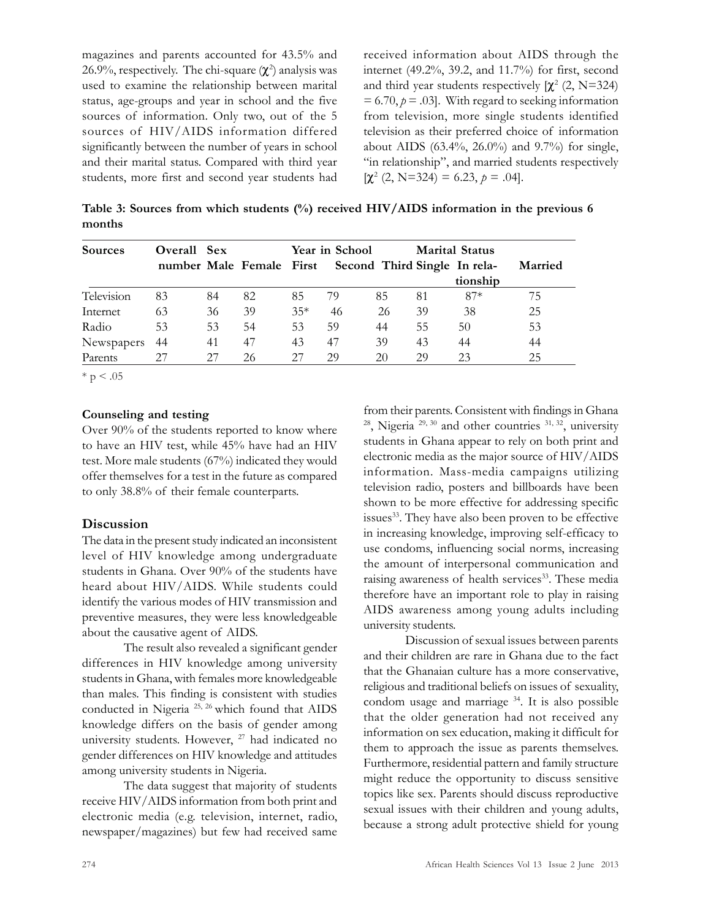magazines and parents accounted for 43.5% and 26.9%, respectively. The chi-square ($\chi^2$) analysis was used to examine the relationship between marital status, age-groups and year in school and the five sources of information. Only two, out of the 5 sources of HIV/AIDS information differed significantly between the number of years in school and their marital status. Compared with third year students, more first and second year students had received information about AIDS through the internet (49.2%, 39.2, and 11.7%) for first, second and third year students respectively [$\chi^2$ (2, N=324) = 6.70, $p$ = .03]. With regard to seeking information from television, more single students identified television as their preferred choice of information about AIDS (63.4%, 26.0%) and 9.7%) for single, "in relationship", and married students respectively [$\chi^2$ (2, N=324) = 6.23, $p$ = .04].

**Table 3: Sources from which students (%) received HIV/AIDS information in the previous 6 months**

| Sources | Overall number | Sex | | Year in School | | | Marital Status | | |
|---|---|---|---|---|---|---|---|---|---|
| | | Male | Female | First | Second | Third | Single | In relationship | Married |
| Television | 83 | 84 | 82 | 85 | 79 | 85 | 81 | 87* | 75 |
| Internet | 63 | 36 | 39 | 35* | 46 | 26 | 39 | 38 | 25 |
| Radio | 53 | 53 | 54 | 53 | 59 | 44 | 55 | 50 | 53 |
| Newspapers | 44 | 41 | 47 | 43 | 47 | 39 | 43 | 44 | 44 |
| Parents | 27 | 27 | 26 | 27 | 29 | 20 | 29 | 23 | 25 |

* $p < .05$

### Counseling and testing

Over 90% of the students reported to know where to have an HIV test, while 45% have had an HIV test. More male students (67%) indicated they would offer themselves for a test in the future as compared to only 38.8% of their female counterparts.

## Discussion

The data in the present study indicated an inconsistent level of HIV knowledge among undergraduate students in Ghana. Over 90% of the students have heard about HIV/AIDS. While students could identify the various modes of HIV transmission and preventive measures, they were less knowledgeable about the causative agent of AIDS.

The result also revealed a significant gender differences in HIV knowledge among university students in Ghana, with females more knowledgeable than males. This finding is consistent with studies conducted in Nigeria [25, 26] which found that AIDS knowledge differs on the basis of gender among university students. However, [27] had indicated no gender differences on HIV knowledge and attitudes among university students in Nigeria.

The data suggest that majority of students receive HIV/AIDS information from both print and electronic media (e.g. television, internet, radio, newspaper/magazines) but few had received same from their parents. Consistent with findings in Ghana [28], Nigeria [29, 30] and other countries [31, 32], university students in Ghana appear to rely on both print and electronic media as the major source of HIV/AIDS information. Mass-media campaigns utilizing television radio, posters and billboards have been shown to be more effective for addressing specific issues[33]. They have also been proven to be effective in increasing knowledge, improving self-efficacy to use condoms, influencing social norms, increasing the amount of interpersonal communication and raising awareness of health services[33]. These media therefore have an important role to play in raising AIDS awareness among young adults including university students.

Discussion of sexual issues between parents and their children are rare in Ghana due to the fact that the Ghanaian culture has a more conservative, religious and traditional beliefs on issues of sexuality, condom usage and marriage [34]. It is also possible that the older generation had not received any information on sex education, making it difficult for them to approach the issue as parents themselves. Furthermore, residential pattern and family structure might reduce the opportunity to discuss sensitive topics like sex. Parents should discuss reproductive sexual issues with their children and young adults, because a strong adult protective shield for young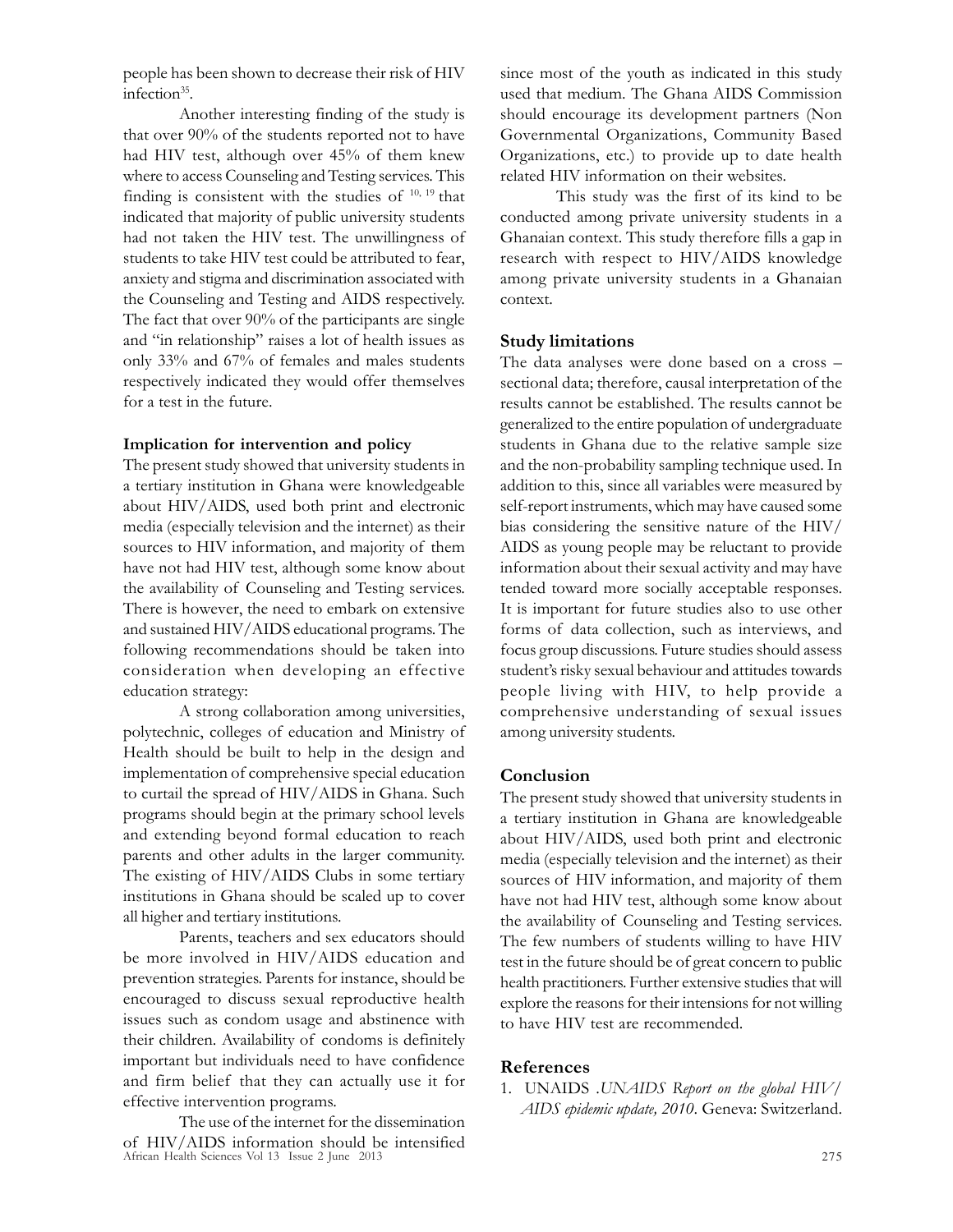people has been shown to decrease their risk of HIV infection[35].

Another interesting finding of the study is that over 90% of the students reported not to have had HIV test, although over 45% of them knew where to access Counseling and Testing services. This finding is consistent with the studies of [10, 19] that indicated that majority of public university students had not taken the HIV test. The unwillingness of students to take HIV test could be attributed to fear, anxiety and stigma and discrimination associated with the Counseling and Testing and AIDS respectively. The fact that over 90% of the participants are single and "in relationship" raises a lot of health issues as only 33% and 67% of females and males students respectively indicated they would offer themselves for a test in the future.

**Implication for intervention and policy**

The present study showed that university students in a tertiary institution in Ghana were knowledgeable about HIV/AIDS, used both print and electronic media (especially television and the internet) as their sources to HIV information, and majority of them have not had HIV test, although some know about the availability of Counseling and Testing services. There is however, the need to embark on extensive and sustained HIV/AIDS educational programs. The following recommendations should be taken into consideration when developing an effective education strategy:

A strong collaboration among universities, polytechnic, colleges of education and Ministry of Health should be built to help in the design and implementation of comprehensive special education to curtail the spread of HIV/AIDS in Ghana. Such programs should begin at the primary school levels and extending beyond formal education to reach parents and other adults in the larger community. The existing of HIV/AIDS Clubs in some tertiary institutions in Ghana should be scaled up to cover all higher and tertiary institutions.

Parents, teachers and sex educators should be more involved in HIV/AIDS education and prevention strategies. Parents for instance, should be encouraged to discuss sexual reproductive health issues such as condom usage and abstinence with their children. Availability of condoms is definitely important but individuals need to have confidence and firm belief that they can actually use it for effective intervention programs.

The use of the internet for the dissemination of HIV/AIDS information should be intensified since most of the youth as indicated in this study used that medium. The Ghana AIDS Commission should encourage its development partners (Non Governmental Organizations, Community Based Organizations, etc.) to provide up to date health related HIV information on their websites.

This study was the first of its kind to be conducted among private university students in a Ghanaian context. This study therefore fills a gap in research with respect to HIV/AIDS knowledge among private university students in a Ghanaian context.

**Study limitations**

The data analyses were done based on a cross – sectional data; therefore, causal interpretation of the results cannot be established. The results cannot be generalized to the entire population of undergraduate students in Ghana due to the relative sample size and the non-probability sampling technique used. In addition to this, since all variables were measured by self-report instruments, which may have caused some bias considering the sensitive nature of the HIV/AIDS as young people may be reluctant to provide information about their sexual activity and may have tended toward more socially acceptable responses. It is important for future studies also to use other forms of data collection, such as interviews, and focus group discussions. Future studies should assess student's risky sexual behaviour and attitudes towards people living with HIV, to help provide a comprehensive understanding of sexual issues among university students.

## Conclusion

The present study showed that university students in a tertiary institution in Ghana are knowledgeable about HIV/AIDS, used both print and electronic media (especially television and the internet) as their sources of HIV information, and majority of them have not had HIV test, although some know about the availability of Counseling and Testing services. The few numbers of students willing to have HIV test in the future should be of great concern to public health practitioners. Further extensive studies that will explore the reasons for their intensions for not willing to have HIV test are recommended.

## References

1. UNAIDS .*UNAIDS Report on the global HIV/AIDS epidemic update, 2010*. Geneva: Switzerland.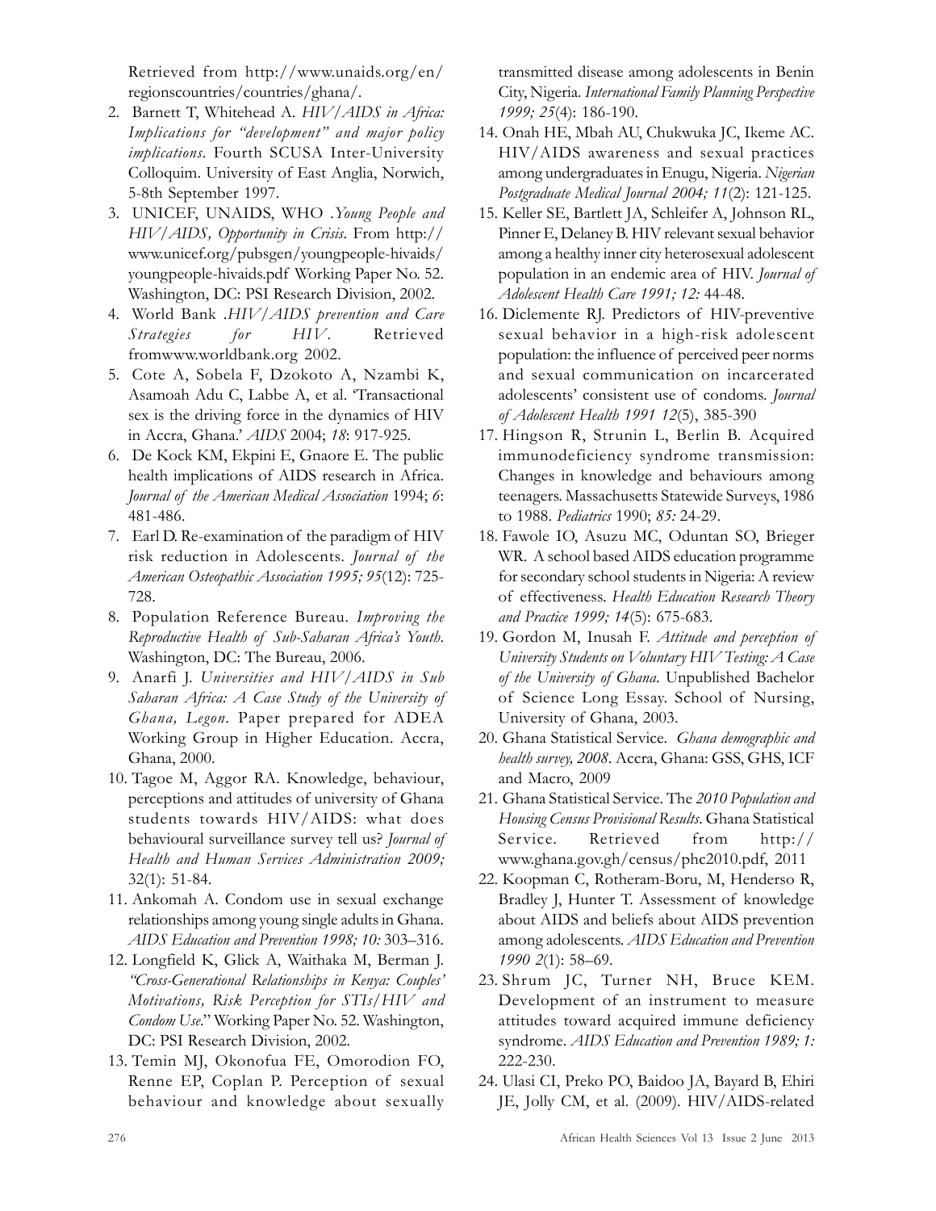Retrieved from http://www.unaids.org/en/regionscountries/countries/ghana/.

2. Barnett T, Whitehead A. *HIV/AIDS in Africa: Implications for "development" and major policy implications*. Fourth SCUSA Inter-University Colloquim. University of East Anglia, Norwich, 5-8th September 1997.
3. UNICEF, UNAIDS, WHO .*Young People and HIV/AIDS, Opportunity in Crisis*. From http://www.unicef.org/pubsgen/youngpeople-hivaids/youngpeople-hivaids.pdf Working Paper No. 52. Washington, DC: PSI Research Division, 2002.
4. World Bank .*HIV/AIDS prevention and Care Strategies for HIV*. Retrieved fromwww.worldbank.org 2002.
5. Cote A, Sobela F, Dzokoto A, Nzambi K, Asamoah Adu C, Labbe A, et al. 'Transactional sex is the driving force in the dynamics of HIV in Accra, Ghana.' *AIDS* 2004; *18*: 917-925.
6. De Kock KM, Ekpini E, Gnaore E. The public health implications of AIDS research in Africa. *Journal of the American Medical Association* 1994; *6*: 481-486.
7. Earl D. Re-examination of the paradigm of HIV risk reduction in Adolescents. *Journal of the American Osteopathic Association 1995; 95*(12): 725-728.
8. Population Reference Bureau. *Improving the Reproductive Health of Sub-Saharan Africa's Youth*. Washington, DC: The Bureau, 2006.
9. Anarfi J. *Universities and HIV/AIDS in Sub Saharan Africa: A Case Study of the University of Ghana, Legon*. Paper prepared for ADEA Working Group in Higher Education. Accra, Ghana, 2000.
10. Tagoe M, Aggor RA. Knowledge, behaviour, perceptions and attitudes of university of Ghana students towards HIV/AIDS: what does behavioural surveillance survey tell us? *Journal of Health and Human Services Administration 2009;* 32(1): 51-84.
11. Ankomah A. Condom use in sexual exchange relationships among young single adults in Ghana. *AIDS Education and Prevention 1998; 10:* 303–316.
12. Longfield K, Glick A, Waithaka M, Berman J. *"Cross-Generational Relationships in Kenya: Couples' Motivations, Risk Perception for STIs/HIV and Condom Use*." Working Paper No. 52. Washington, DC: PSI Research Division, 2002.
13. Temin MJ, Okonofua FE, Omorodion FO, Renne EP, Coplan P. Perception of sexual behaviour and knowledge about sexually transmitted disease among adolescents in Benin City, Nigeria. *International Family Planning Perspective 1999; 25*(4): 186-190.
14. Onah HE, Mbah AU, Chukwuka JC, Ikeme AC. HIV/AIDS awareness and sexual practices among undergraduates in Enugu, Nigeria. *Nigerian Postgraduate Medical Journal 2004; 11*(2): 121-125.
15. Keller SE, Bartlett JA, Schleifer A, Johnson RL, Pinner E, Delaney B. HIV relevant sexual behavior among a healthy inner city heterosexual adolescent population in an endemic area of HIV. *Journal of Adolescent Health Care 1991; 12:* 44-48.
16. Diclemente RJ. Predictors of HIV-preventive sexual behavior in a high-risk adolescent population: the influence of perceived peer norms and sexual communication on incarcerated adolescents' consistent use of condoms. *Journal of Adolescent Health 1991 12*(5), 385-390
17. Hingson R, Strunin L, Berlin B. Acquired immunodeficiency syndrome transmission: Changes in knowledge and behaviours among teenagers. Massachusetts Statewide Surveys, 1986 to 1988. *Pediatrics* 1990; *85:* 24-29.
18. Fawole IO, Asuzu MC, Oduntan SO, Brieger WR. A school based AIDS education programme for secondary school students in Nigeria: A review of effectiveness. *Health Education Research Theory and Practice 1999; 14*(5): 675-683.
19. Gordon M, Inusah F. *Attitude and perception of University Students on Voluntary HIV Testing: A Case of the University of Ghana*. Unpublished Bachelor of Science Long Essay. School of Nursing, University of Ghana, 2003.
20. Ghana Statistical Service. *Ghana demographic and health survey, 2008*. Accra, Ghana: GSS, GHS, ICF and Macro, 2009
21. Ghana Statistical Service. The *2010 Population and Housing Census Provisional Results*. Ghana Statistical Service. Retrieved from http://www.ghana.gov.gh/census/phc2010.pdf, 2011
22. Koopman C, Rotheram-Boru, M, Henderso R, Bradley J, Hunter T. Assessment of knowledge about AIDS and beliefs about AIDS prevention among adolescents. *AIDS Education and Prevention 1990 2*(1): 58–69.
23. Shrum JC, Turner NH, Bruce KEM. Development of an instrument to measure attitudes toward acquired immune deficiency syndrome. *AIDS Education and Prevention 1989; 1:* 222-230.
24. Ulasi CI, Preko PO, Baidoo JA, Bayard B, Ehiri JE, Jolly CM, et al. (2009). HIV/AIDS-related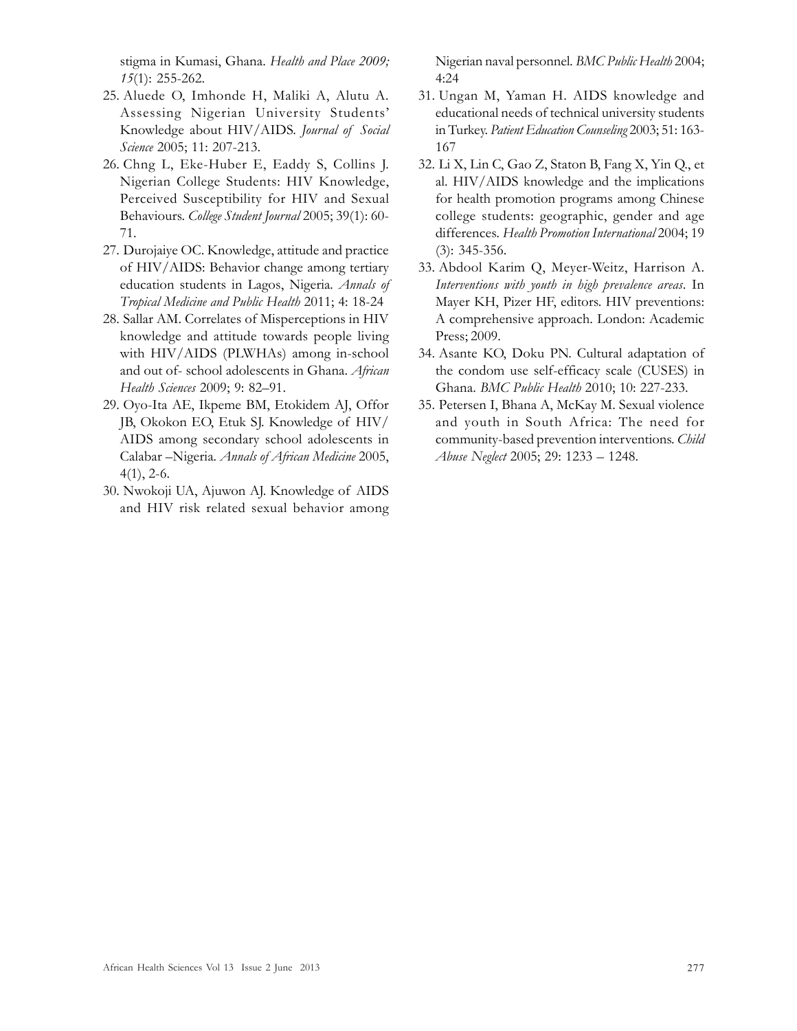stigma in Kumasi, Ghana. *Health and Place 2009; 15*(1): 255-262.

25. Aluede O, Imhonde H, Maliki A, Alutu A. Assessing Nigerian University Students' Knowledge about HIV/AIDS. *Journal of Social Science* 2005; 11: 207-213.
26. Chng L, Eke-Huber E, Eaddy S, Collins J. Nigerian College Students: HIV Knowledge, Perceived Susceptibility for HIV and Sexual Behaviours. *College Student Journal* 2005; 39(1): 60-71.
27. Durojaiye OC. Knowledge, attitude and practice of HIV/AIDS: Behavior change among tertiary education students in Lagos, Nigeria. *Annals of Tropical Medicine and Public Health* 2011; 4: 18-24
28. Sallar AM. Correlates of Misperceptions in HIV knowledge and attitude towards people living with HIV/AIDS (PLWHAs) among in-school and out of- school adolescents in Ghana. *African Health Sciences* 2009; 9: 82–91.
29. Oyo-Ita AE, Ikpeme BM, Etokidem AJ, Offor JB, Okokon EO, Etuk SJ. Knowledge of HIV/AIDS among secondary school adolescents in Calabar –Nigeria. *Annals of African Medicine* 2005, 4(1), 2-6.
30. Nwokoji UA, Ajuwon AJ. Knowledge of AIDS and HIV risk related sexual behavior among Nigerian naval personnel. *BMC Public Health* 2004; 4:24
31. Ungan M, Yaman H. AIDS knowledge and educational needs of technical university students in Turkey. *Patient Education Counseling* 2003; 51: 163-167
32. Li X, Lin C, Gao Z, Staton B, Fang X, Yin Q., et al. HIV/AIDS knowledge and the implications for health promotion programs among Chinese college students: geographic, gender and age differences. *Health Promotion International* 2004; 19 (3): 345-356.
33. Abdool Karim Q, Meyer-Weitz, Harrison A. *Interventions with youth in high prevalence areas*. In Mayer KH, Pizer HF, editors. HIV preventions: A comprehensive approach. London: Academic Press; 2009.
34. Asante KO, Doku PN. Cultural adaptation of the condom use self-efficacy scale (CUSES) in Ghana. *BMC Public Health* 2010; 10: 227-233.
35. Petersen I, Bhana A, McKay M. Sexual violence and youth in South Africa: The need for community-based prevention interventions. *Child Abuse Neglect* 2005; 29: 1233 – 1248.